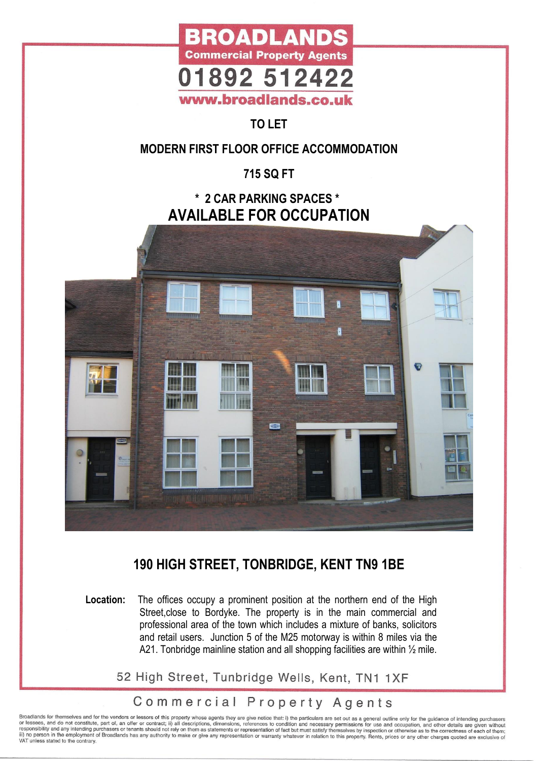# BROADLANDS

**Commercial Property Agents**

**01892 512422**

**www.broadlands.co.uk**

## TO LET

## MODERN FIRST FLOOR OFFICE ACCOMMODATION

## 715 SQ FT

## * 2 CAR PARKING SPACES *

## AVAILABLE FOR OCCUPATION

## 190 HIGH STREET, TONBRIDGE, KENT TN9 1BE

**Location:** The offices occupy a prominent position at the northern end of the High Street,close to Bordyke. The property is in the main commercial and professional area of the town which includes a mixture of banks, solicitors and retail users. Junction 5 of the M25 motorway is within 8 miles via the A21. Tonbridge mainline station and all shopping facilities are within ½ mile.

52 High Street, Tunbridge Wells, Kent, TN1 1XF

Commercial Property Agents

Broadlands for themselves and for the vendors or lessors of this property whose agents they are give notice that: i) the particulars are set out as a general outline only for the guidance of intending purchasers or lessees, and do not constitute, part of, an offer or contract; ii) all descriptions, dimensions, references to condition and necessary permissions for use and occupation, and other details are given without responsibility and any intending purchasers or tenants should not rely on them as statements or representation of fact but must satisfy themselves by inspection or otherwise as to the correctness of each of them; iii) no person in the employment of Broadlands has any authority to make or give any representation or warranty whatever in relation to this property. Rents, prices or any other charges quoted are exclusive of VAT unless stated to the contrary.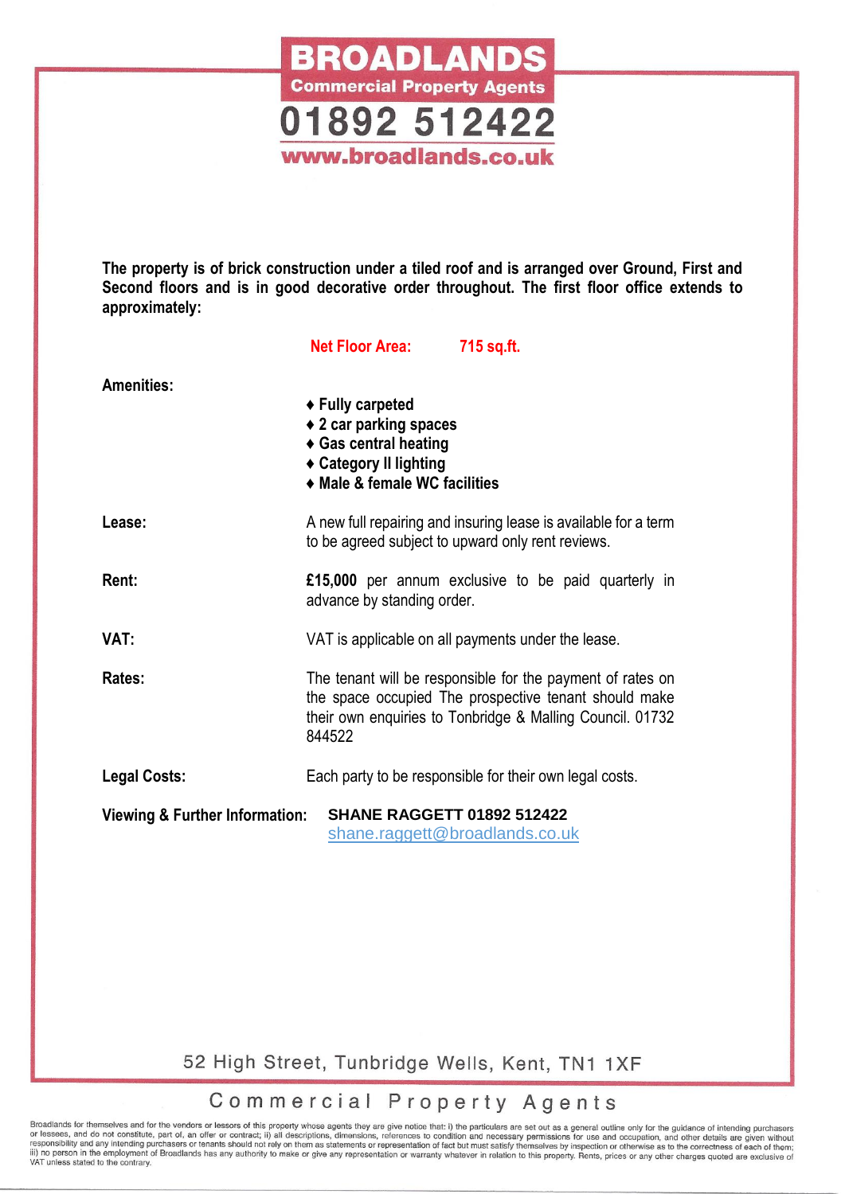# BROADLANDS

**Commercial Property Agents**

**01892 512422**

**www.broadlands.co.uk**

**The property is of brick construction under a tiled roof and is arranged over Ground, First and Second floors and is in good decorative order throughout. The first floor office extends to approximately:**

**Net Floor Area: 715 sq.ft.**

**Amenities:**

- **Fully carpeted**
- **2 car parking spaces**
- **Gas central heating**
- **Category II lighting**
- **Male & female WC facilities**

**Lease:** A new full repairing and insuring lease is available for a term to be agreed subject to upward only rent reviews.

**Rent:** **£15,000** per annum exclusive to be paid quarterly in advance by standing order.

**VAT:** VAT is applicable on all payments under the lease.

**Rates:** The tenant will be responsible for the payment of rates on the space occupied The prospective tenant should make their own enquiries to Tonbridge & Malling Council. 01732 844522

**Legal Costs:** Each party to be responsible for their own legal costs.

**Viewing & Further Information:** **SHANE RAGGETT 01892 512422**
shane.raggett@broadlands.co.uk

52 High Street, Tunbridge Wells, Kent, TN1 1XF

Commercial Property Agents

Broadlands for themselves and for the vendors or lessors of this property whose agents they are give notice that: i) the particulars are set out as a general outline only for the guidance of intending purchasers or lessees, and do not constitute, part of, an offer or contract; ii) all descriptions, dimensions, references to condition and necessary permissions for use and occupation, and other details are given without responsibility and any intending purchasers or tenants should not rely on them as statements or representation of fact but must satisfy themselves by inspection or otherwise as to the correctness of each of them; iii) no person in the employment of Broadlands has any authority to make or give any representation or warranty whatever in relation to this property. Rents, prices or any other charges quoted are exclusive of VAT unless stated to the contrary.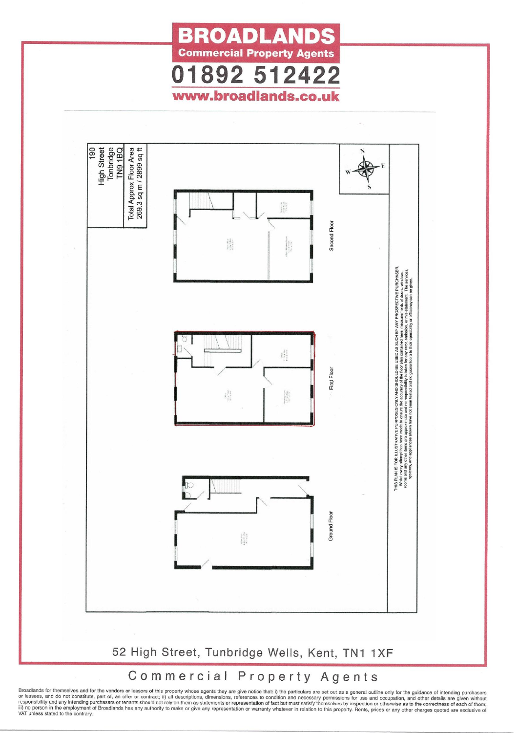# BROADLANDS

**Commercial Property Agents**

**01892 512422**

**www.broadlands.co.uk**

190
High Street
Tonbridge
TN9 1BQ

Total Approx Floor Area
269.3 sq m / 2899 sq ft

Second Floor

First Floor

Ground Floor

THIS PLAN IS FOR ILLUSTRATIVE PURPOSES ONLY AND SHOULD BE USED AS SUCH BY ANY PROSPECTIVE PURCHASER. Whilst every attempt has been made to ensure the accuracy of the floor plan contained here, measurements of doors, windows, rooms and any other items are approximate and no responsibility is taken for any error, omission, or mis-statement. The services, systems, and appliances shown have not been tested and no guarantee as to their operability or efficiency can be given.

52 High Street, Tunbridge Wells, Kent, TN1 1XF

## Commercial Property Agents

Broadlands for themselves and for the vendors or lessors of this property whose agents they are give notice that: i) the particulars are set out as a general outline only for the guidance of intending purchasers or lessees, and do not constitute, part of, an offer or contract; ii) all descriptions, dimensions, references to condition and necessary permissions for use and occupation, and other details are given without responsibility and any intending purchasers or tenants should not rely on them as statements or representation of fact but must satisfy themselves by inspection or otherwise as to the correctness of each of them; iii) no person in the employment of Broadlands has any authority to make or give any representation or warranty whatever in relation to this property. Rents, prices or any other charges quoted are exclusive of VAT unless stated to the contrary.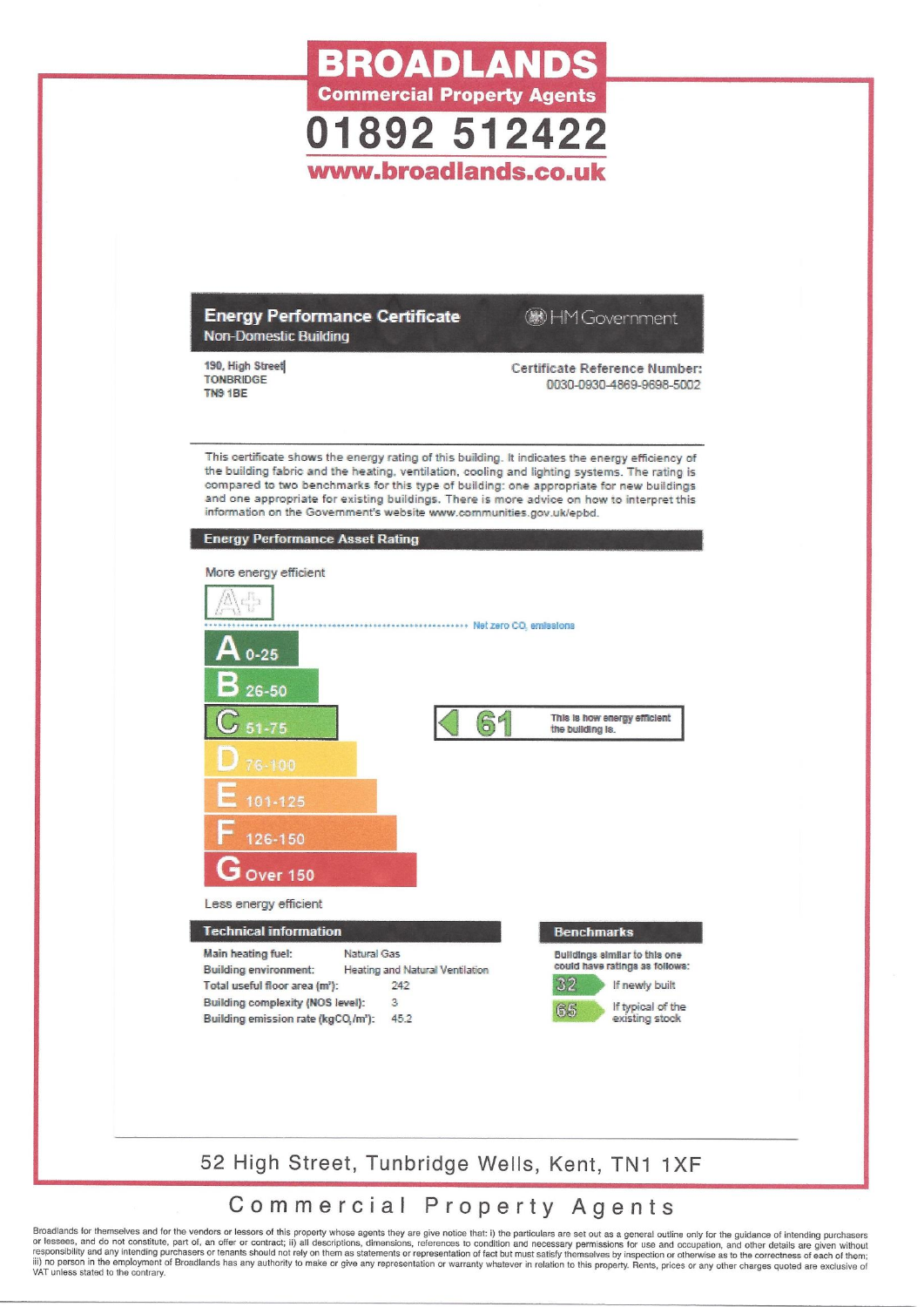# BROADLANDS

**Commercial Property Agents**

**01892 512422**

**www.broadlands.co.uk**

## Energy Performance Certificate

Non-Domestic Building

HM Government

190, High Street
TONBRIDGE
TN9 1BE

Certificate Reference Number:
0030-0930-4869-9698-5002

This certificate shows the energy rating of this building. It indicates the energy efficiency of the building fabric and the heating, ventilation, cooling and lighting systems. The rating is compared to two benchmarks for this type of building: one appropriate for new buildings and one appropriate for existing buildings. There is more advice on how to interpret this information on the Government's website www.communities.gov.uk/epbd.

### Energy Performance Asset Rating

More energy efficient

A+

Net zero $CO_2$ emissions

A 0-25

B 26-50

C 51-75

D 76-100

E 101-125

F 126-150

G Over 150

61 This is how energy efficient the building is.

Less energy efficient

### Technical information

Main heating fuel: Natural Gas

Building environment: Heating and Natural Ventilation

Total useful floor area ($m^2$): 242

Building complexity (NOS level): 3

Building emission rate ($kgCO_2/m^2$): 45.2

### Benchmarks

Buildings similar to this one could have ratings as follows:

32 If newly built

65 If typical of the existing stock

52 High Street, Tunbridge Wells, Kent, TN1 1XF

Commercial Property Agents

Broadlands for themselves and for the vendors or lessors of this property whose agents they are give notice that: i) the particulars are set out as a general outline only for the guidance of intending purchasers or lessees, and do not constitute, part of, an offer or contract; ii) all descriptions, dimensions, references to condition and necessary permissions for use and occupation, and other details are given without responsibility and any intending purchasers or tenants should not rely on them as statements or representation of fact but must satisfy themselves by inspection or otherwise as to the correctness of each of them; iii) no person in the employment of Broadlands has any authority to make or give any representation or warranty whatever in relation to this property. Rents, prices or any other charges quoted are exclusive of VAT unless stated to the contrary.